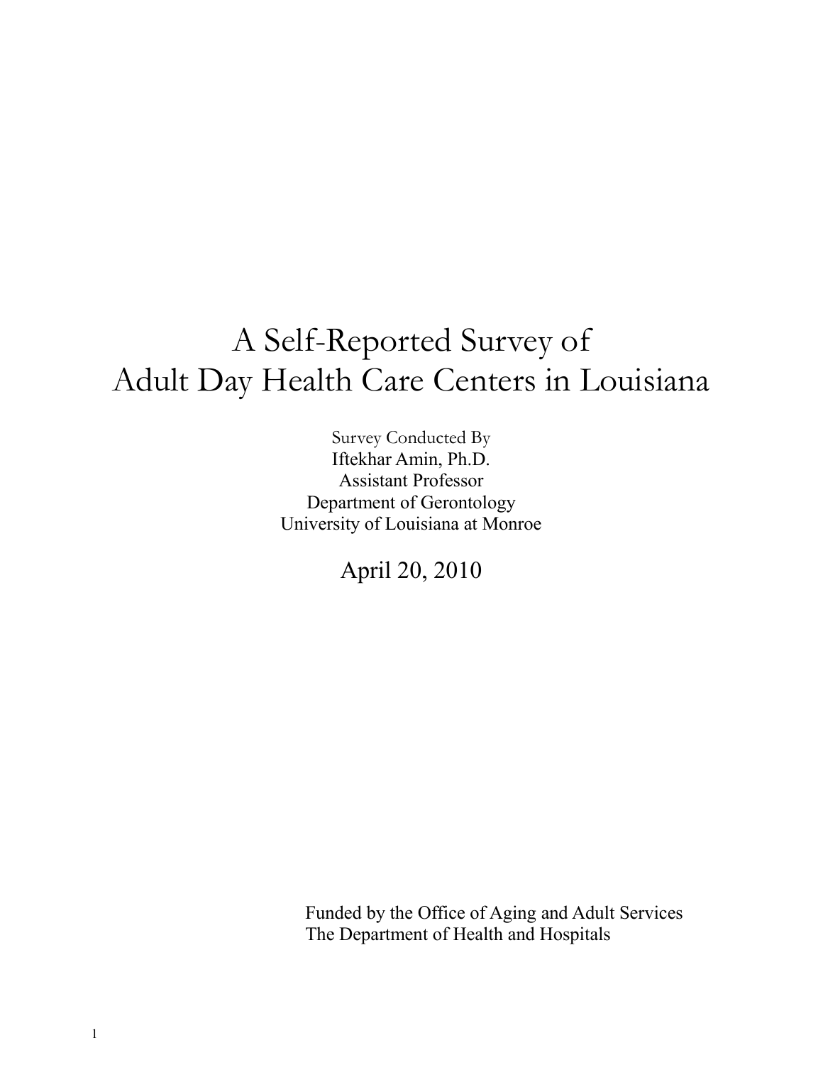# A Self-Reported Survey of Adult Day Health Care Centers in Louisiana

Survey Conducted By
Iftekhar Amin, Ph.D.
Assistant Professor
Department of Gerontology
University of Louisiana at Monroe

April 20, 2010

Funded by the Office of Aging and Adult Services
The Department of Health and Hospitals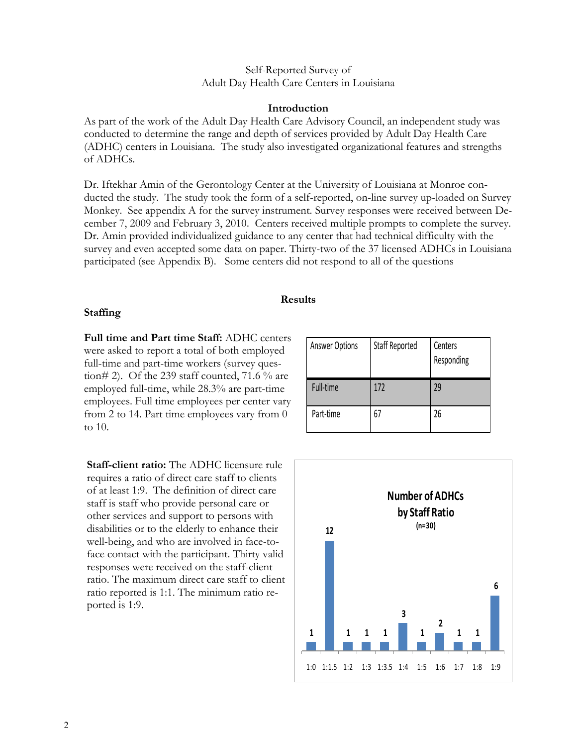Self-Reported Survey of
Adult Day Health Care Centers in Louisiana

## Introduction

As part of the work of the Adult Day Health Care Advisory Council, an independent study was conducted to determine the range and depth of services provided by Adult Day Health Care (ADHC) centers in Louisiana. The study also investigated organizational features and strengths of ADHCs.

Dr. Iftekhar Amin of the Gerontology Center at the University of Louisiana at Monroe conducted the study. The study took the form of a self-reported, on-line survey up-loaded on Survey Monkey. See appendix A for the survey instrument. Survey responses were received between December 7, 2009 and February 3, 2010. Centers received multiple prompts to complete the survey. Dr. Amin provided individualized guidance to any center that had technical difficulty with the survey and even accepted some data on paper. Thirty-two of the 37 licensed ADHCs in Louisiana participated (see Appendix B). Some centers did not respond to all of the questions

## Results

### Staffing

**Full time and Part time Staff:** ADHC centers were asked to report a total of both employed full-time and part-time workers (survey question# 2). Of the 239 staff counted, 71.6 % are employed full-time, while 28.3% are part-time employees. Full time employees per center vary from 2 to 14. Part time employees vary from 0 to 10.

| Answer Options | Staff Reported | Centers Responding |
|---|---|---|
| Full-time | 172 | 29 |
| Part-time | 67 | 26 |

**Staff-client ratio:** The ADHC licensure rule requires a ratio of direct care staff to clients of at least 1:9. The definition of direct care staff is staff who provide personal care or other services and support to persons with disabilities or to the elderly to enhance their well-being, and who are involved in face-to-face contact with the participant. Thirty valid responses were received on the staff-client ratio. The maximum direct care staff to client ratio reported is 1:1. The minimum ratio reported is 1:9.

**Number of ADHCs by Staff Ratio (n=30)**

| Staff Ratio | 1:0 | 1:1.5 | 1:2 | 1:3 | 1:3.5 | 1:4 | 1:5 | 1:6 | 1:7 | 1:8 | 1:9 |
|---|---|---|---|---|---|---|---|---|---|---|---|
| Number of ADHCs | 1 | 12 | 1 | 1 | 1 | 3 | 1 | 2 | 1 | 1 | 6 |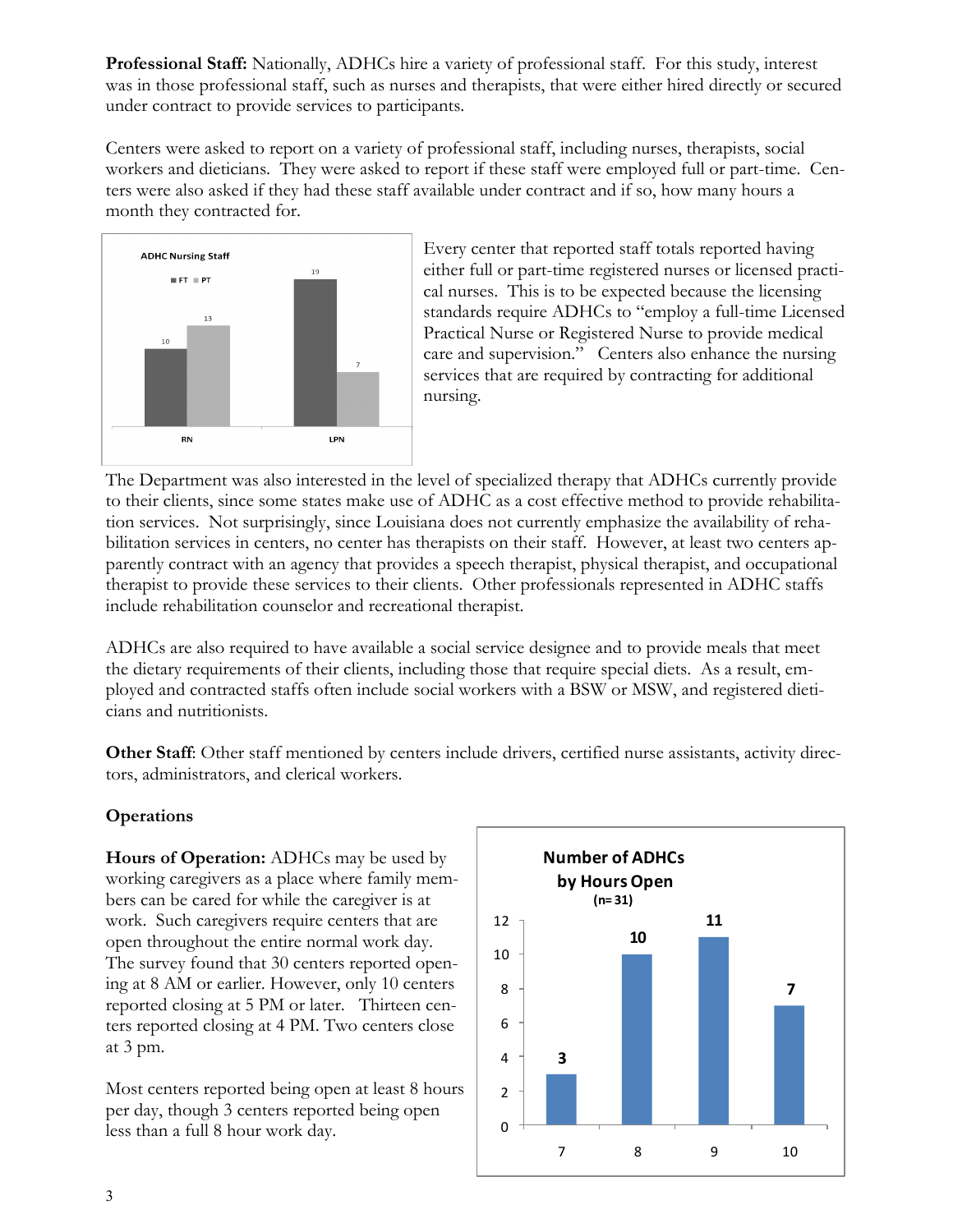**Professional Staff:** Nationally, ADHCs hire a variety of professional staff. For this study, interest was in those professional staff, such as nurses and therapists, that were either hired directly or secured under contract to provide services to participants.

Centers were asked to report on a variety of professional staff, including nurses, therapists, social workers and dieticians. They were asked to report if these staff were employed full or part-time. Centers were also asked if they had these staff available under contract and if so, how many hours a month they contracted for.

**ADHC Nursing Staff**

| | FT | PT |
|---|---|---|
| RN | 10 | 13 |
| LPN | 19 | 7 |

Every center that reported staff totals reported having either full or part-time registered nurses or licensed practical nurses. This is to be expected because the licensing standards require ADHCs to "employ a full-time Licensed Practical Nurse or Registered Nurse to provide medical care and supervision." Centers also enhance the nursing services that are required by contracting for additional nursing.

The Department was also interested in the level of specialized therapy that ADHCs currently provide to their clients, since some states make use of ADHC as a cost effective method to provide rehabilitation services. Not surprisingly, since Louisiana does not currently emphasize the availability of rehabilitation services in centers, no center has therapists on their staff. However, at least two centers apparently contract with an agency that provides a speech therapist, physical therapist, and occupational therapist to provide these services to their clients. Other professionals represented in ADHC staffs include rehabilitation counselor and recreational therapist.

ADHCs are also required to have available a social service designee and to provide meals that meet the dietary requirements of their clients, including those that require special diets. As a result, employed and contracted staffs often include social workers with a BSW or MSW, and registered dieticians and nutritionists.

**Other Staff**: Other staff mentioned by centers include drivers, certified nurse assistants, activity directors, administrators, and clerical workers.

## Operations

**Hours of Operation:** ADHCs may be used by working caregivers as a place where family members can be cared for while the caregiver is at work. Such caregivers require centers that are open throughout the entire normal work day. The survey found that 30 centers reported opening at 8 AM or earlier. However, only 10 centers reported closing at 5 PM or later. Thirteen centers reported closing at 4 PM. Two centers close at 3 pm.

Most centers reported being open at least 8 hours per day, though 3 centers reported being open less than a full 8 hour work day.

**Number of ADHCs by Hours Open (n= 31)**

| Hours Open | Number of ADHCs |
|---|---|
| 7 | 3 |
| 8 | 10 |
| 9 | 11 |
| 10 | 7 |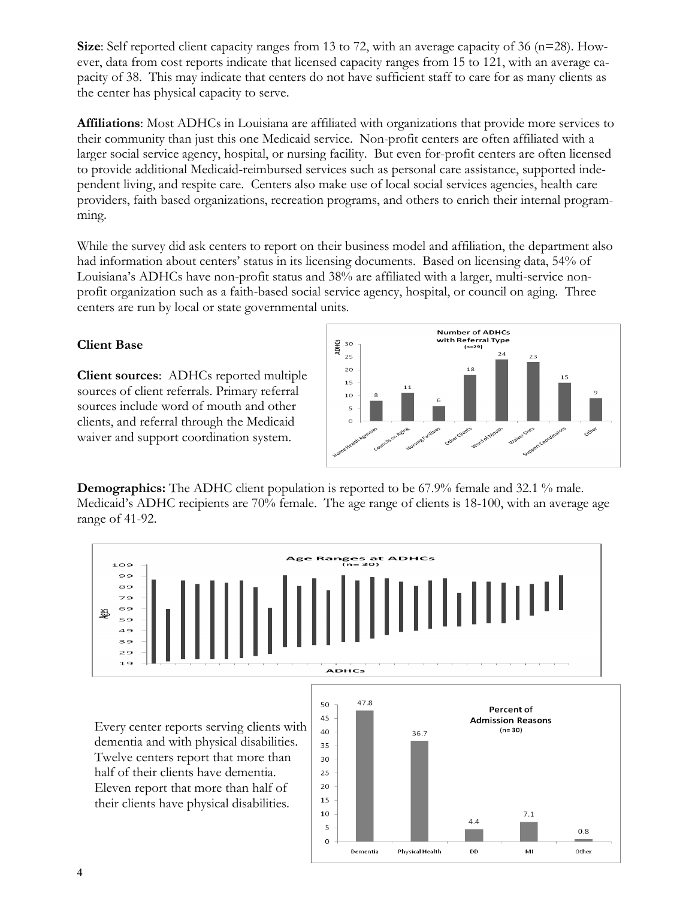**Size**: Self reported client capacity ranges from 13 to 72, with an average capacity of 36 (n=28). However, data from cost reports indicate that licensed capacity ranges from 15 to 121, with an average capacity of 38. This may indicate that centers do not have sufficient staff to care for as many clients as the center has physical capacity to serve.

**Affiliations**: Most ADHCs in Louisiana are affiliated with organizations that provide more services to their community than just this one Medicaid service. Non-profit centers are often affiliated with a larger social service agency, hospital, or nursing facility. But even for-profit centers are often licensed to provide additional Medicaid-reimbursed services such as personal care assistance, supported independent living, and respite care. Centers also make use of local social services agencies, health care providers, faith based organizations, recreation programs, and others to enrich their internal programming.

While the survey did ask centers to report on their business model and affiliation, the department also had information about centers' status in its licensing documents. Based on licensing data, 54% of Louisiana's ADHCs have non-profit status and 38% are affiliated with a larger, multi-service non-profit organization such as a faith-based social service agency, hospital, or council on aging. Three centers are run by local or state governmental units.

### Client Base

**Client sources**: ADHCs reported multiple sources of client referrals. Primary referral sources include word of mouth and other clients, and referral through the Medicaid waiver and support coordination system.

**Number of ADHCs with Referral Type (n=29)**

| Referral Type | ADHCs |
|---|---|
| Home Health Agencies | 8 |
| Councils on Aging | 11 |
| Nursing Facilities | 6 |
| Other Clients | 18 |
| Word of Mouth | 24 |
| Waiver Slots | 23 |
| Support Coordinators | 15 |
| Other | 9 |

**Demographics:** The ADHC client population is reported to be 67.9% female and 32.1 % male. Medicaid's ADHC recipients are 70% female. The age range of clients is 18-100, with an average age range of 41-92.

**Age Ranges at ADHCs (n= 30)**

Every center reports serving clients with dementia and with physical disabilities. Twelve centers report that more than half of their clients have dementia. Eleven report that more than half of their clients have physical disabilities.

**Percent of Admission Reasons (n= 30)**

| Admission Reason | Percent |
|---|---|
| Dementia | 47.8 |
| Physical Health | 36.7 |
| DD | 4.4 |
| MI | 7.1 |
| Other | 0.8 |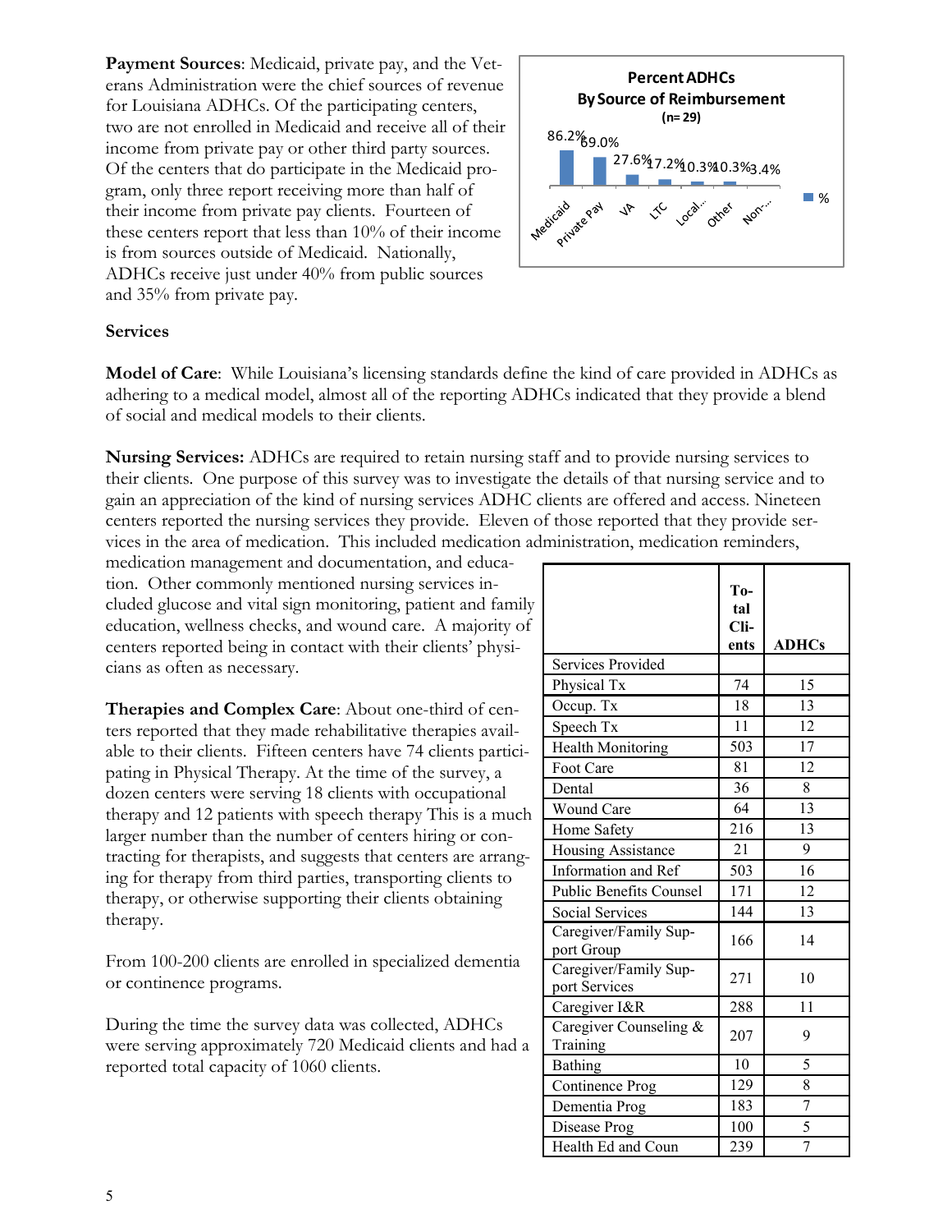**Payment Sources**: Medicaid, private pay, and the Veterans Administration were the chief sources of revenue for Louisiana ADHCs. Of the participating centers, two are not enrolled in Medicaid and receive all of their income from private pay or other third party sources. Of the centers that do participate in the Medicaid program, only three report receiving more than half of their income from private pay clients. Fourteen of these centers report that less than 10% of their income is from sources outside of Medicaid. Nationally, ADHCs receive just under 40% from public sources and 35% from private pay.

**Percent ADHCs By Source of Reimbursement (n= 29)**

| Source | % |
|---|---|
| Medicaid | 86.2% |
| Private Pay | 69.0% |
| VA | 27.6% |
| LTC | 17.2% |
| Local... | 10.3% |
| Other | 10.3% |
| Non-... | 3.4% |

**Services**

**Model of Care**: While Louisiana's licensing standards define the kind of care provided in ADHCs as adhering to a medical model, almost all of the reporting ADHCs indicated that they provide a blend of social and medical models to their clients.

**Nursing Services:** ADHCs are required to retain nursing staff and to provide nursing services to their clients. One purpose of this survey was to investigate the details of that nursing service and to gain an appreciation of the kind of nursing services ADHC clients are offered and access. Nineteen centers reported the nursing services they provide. Eleven of those reported that they provide services in the area of medication. This included medication administration, medication reminders, medication management and documentation, and education. Other commonly mentioned nursing services included glucose and vital sign monitoring, patient and family education, wellness checks, and wound care. A majority of centers reported being in contact with their clients' physicians as often as necessary.

**Therapies and Complex Care**: About one-third of centers reported that they made rehabilitative therapies available to their clients. Fifteen centers have 74 clients participating in Physical Therapy. At the time of the survey, a dozen centers were serving 18 clients with occupational therapy and 12 patients with speech therapy This is a much larger number than the number of centers hiring or contracting for therapists, and suggests that centers are arranging for therapy from third parties, transporting clients to therapy, or otherwise supporting their clients obtaining therapy.

From 100-200 clients are enrolled in specialized dementia or continence programs.

During the time the survey data was collected, ADHCs were serving approximately 720 Medicaid clients and had a reported total capacity of 1060 clients.

| | Total Clients | ADHCs |
|---|---|---|
| Services Provided | | |
| Physical Tx | 74 | 15 |
| Occup. Tx | 18 | 13 |
| Speech Tx | 11 | 12 |
| Health Monitoring | 503 | 17 |
| Foot Care | 81 | 12 |
| Dental | 36 | 8 |
| Wound Care | 64 | 13 |
| Home Safety | 216 | 13 |
| Housing Assistance | 21 | 9 |
| Information and Ref | 503 | 16 |
| Public Benefits Counsel | 171 | 12 |
| Social Services | 144 | 13 |
| Caregiver/Family Support Group | 166 | 14 |
| Caregiver/Family Support Services | 271 | 10 |
| Caregiver I&R | 288 | 11 |
| Caregiver Counseling & Training | 207 | 9 |
| Bathing | 10 | 5 |
| Continence Prog | 129 | 8 |
| Dementia Prog | 183 | 7 |
| Disease Prog | 100 | 5 |
| Health Ed and Coun | 239 | 7 |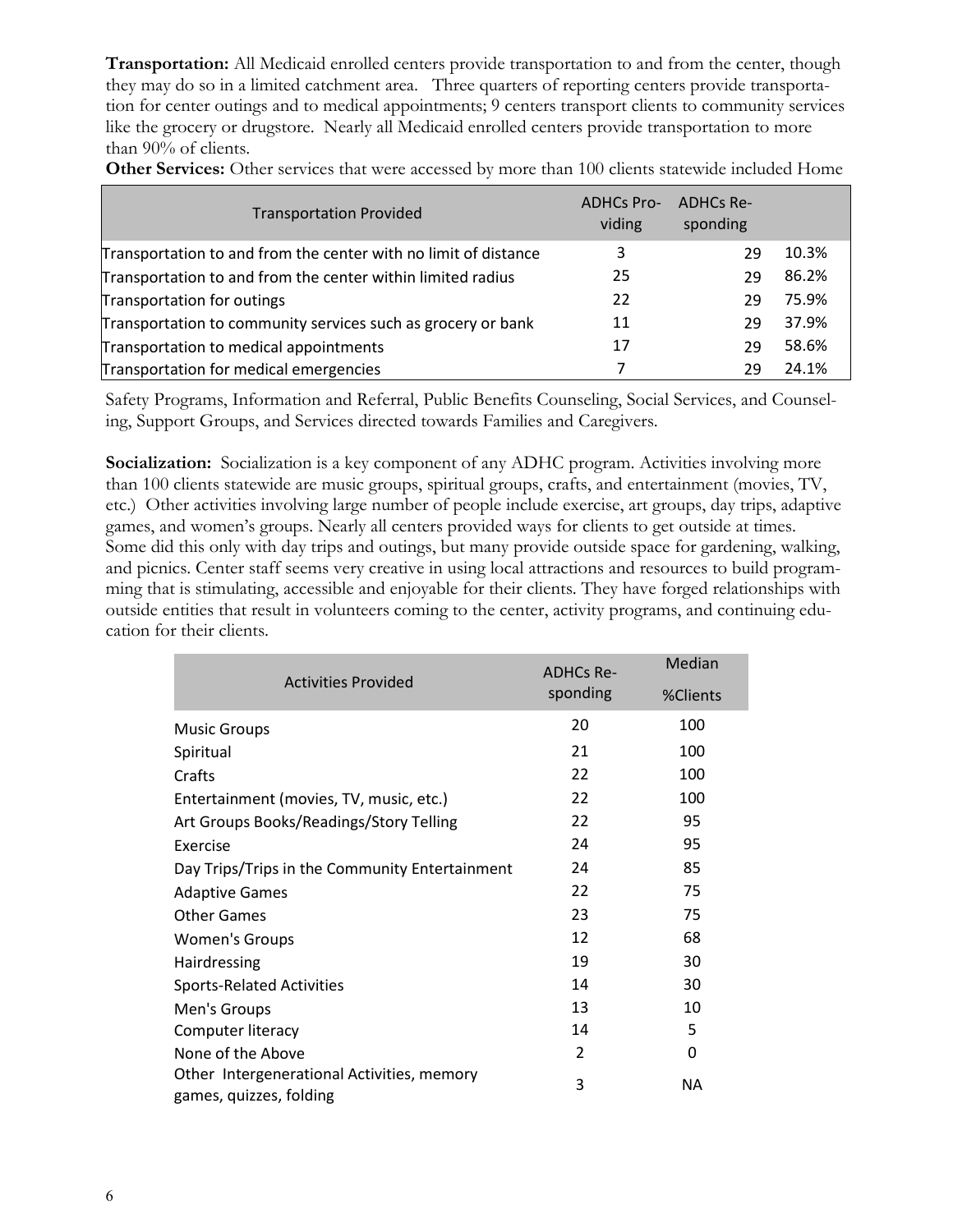**Transportation:** All Medicaid enrolled centers provide transportation to and from the center, though they may do so in a limited catchment area. Three quarters of reporting centers provide transportation for center outings and to medical appointments; 9 centers transport clients to community services like the grocery or drugstore. Nearly all Medicaid enrolled centers provide transportation to more than 90% of clients.

**Other Services:** Other services that were accessed by more than 100 clients statewide included Home Safety Programs, Information and Referral, Public Benefits Counseling, Social Services, and Counseling, Support Groups, and Services directed towards Families and Caregivers.

| Transportation Provided | ADHCs Providing | ADHCs Responding | |
|---|---|---|---|
| Transportation to and from the center with no limit of distance | 3 | 29 | 10.3% |
| Transportation to and from the center within limited radius | 25 | 29 | 86.2% |
| Transportation for outings | 22 | 29 | 75.9% |
| Transportation to community services such as grocery or bank | 11 | 29 | 37.9% |
| Transportation to medical appointments | 17 | 29 | 58.6% |
| Transportation for medical emergencies | 7 | 29 | 24.1% |

**Socialization:** Socialization is a key component of any ADHC program. Activities involving more than 100 clients statewide are music groups, spiritual groups, crafts, and entertainment (movies, TV, etc.) Other activities involving large number of people include exercise, art groups, day trips, adaptive games, and women's groups. Nearly all centers provided ways for clients to get outside at times. Some did this only with day trips and outings, but many provide outside space for gardening, walking, and picnics. Center staff seems very creative in using local attractions and resources to build programming that is stimulating, accessible and enjoyable for their clients. They have forged relationships with outside entities that result in volunteers coming to the center, activity programs, and continuing education for their clients.

| Activities Provided | ADHCs Responding | Median %Clients |
|---|---|---|
| Music Groups | 20 | 100 |
| Spiritual | 21 | 100 |
| Crafts | 22 | 100 |
| Entertainment (movies, TV, music, etc.) | 22 | 100 |
| Art Groups Books/Readings/Story Telling | 22 | 95 |
| Exercise | 24 | 95 |
| Day Trips/Trips in the Community Entertainment | 24 | 85 |
| Adaptive Games | 22 | 75 |
| Other Games | 23 | 75 |
| Women's Groups | 12 | 68 |
| Hairdressing | 19 | 30 |
| Sports-Related Activities | 14 | 30 |
| Men's Groups | 13 | 10 |
| Computer literacy | 14 | 5 |
| None of the Above | 2 | 0 |
| Other Intergenerational Activities, memory games, quizzes, folding | 3 | NA |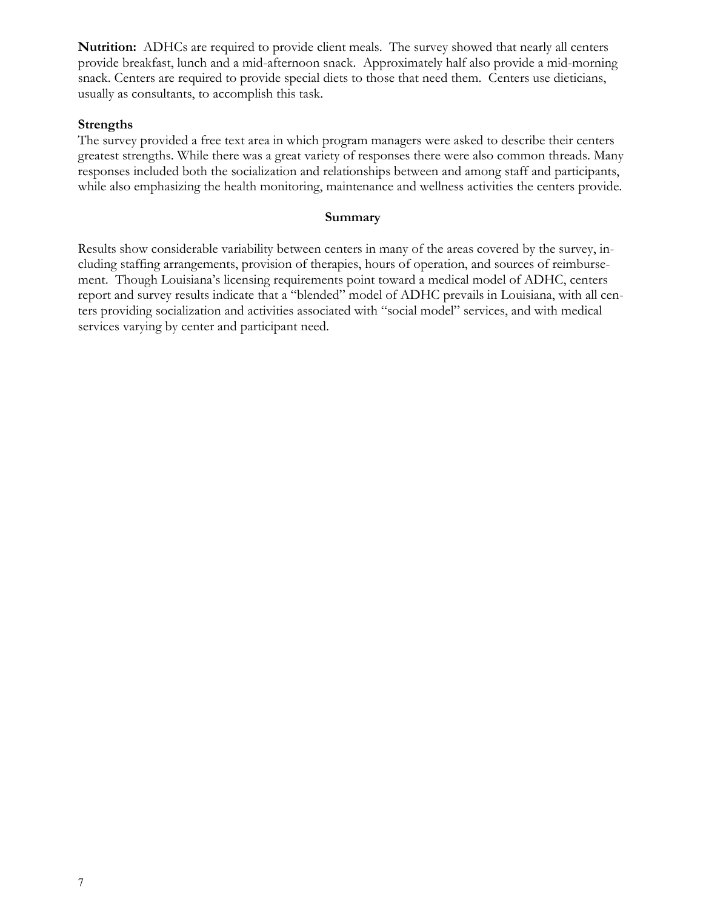**Nutrition:** ADHCs are required to provide client meals. The survey showed that nearly all centers provide breakfast, lunch and a mid-afternoon snack. Approximately half also provide a mid-morning snack. Centers are required to provide special diets to those that need them. Centers use dieticians, usually as consultants, to accomplish this task.

**Strengths**

The survey provided a free text area in which program managers were asked to describe their centers greatest strengths. While there was a great variety of responses there were also common threads. Many responses included both the socialization and relationships between and among staff and participants, while also emphasizing the health monitoring, maintenance and wellness activities the centers provide.

## Summary

Results show considerable variability between centers in many of the areas covered by the survey, including staffing arrangements, provision of therapies, hours of operation, and sources of reimbursement. Though Louisiana's licensing requirements point toward a medical model of ADHC, centers report and survey results indicate that a "blended" model of ADHC prevails in Louisiana, with all centers providing socialization and activities associated with "social model" services, and with medical services varying by center and participant need.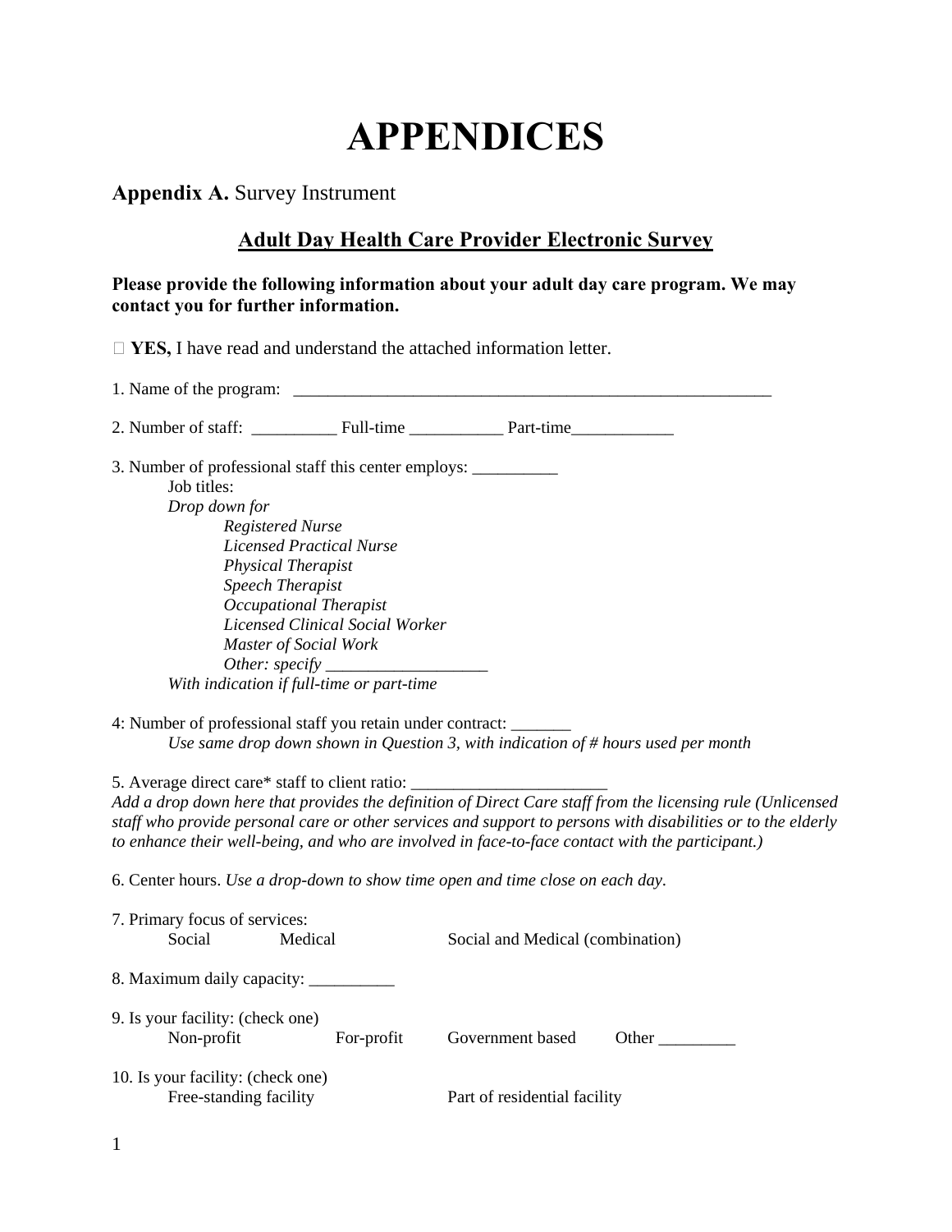# APPENDICES

**Appendix A.** Survey Instrument

## Adult Day Health Care Provider Electronic Survey

**Please provide the following information about your adult day care program. We may contact you for further information.**

☐ **YES,** I have read and understand the attached information letter.

1. Name of the program: ___________________________________________________________

2. Number of staff: __________ Full-time ___________ Part-time____________

3. Number of professional staff this center employs: __________

   Job titles:

   *Drop down for*

   - *Registered Nurse*
   - *Licensed Practical Nurse*
   - *Physical Therapist*
   - *Speech Therapist*
   - *Occupational Therapist*
   - *Licensed Clinical Social Worker*
   - *Master of Social Work*
   - *Other: specify ___________________*

   *With indication if full-time or part-time*

4: Number of professional staff you retain under contract: _______

   *Use same drop down shown in Question 3, with indication of # hours used per month*

5. Average direct care* staff to client ratio: _______________________

*Add a drop down here that provides the definition of Direct Care staff from the licensing rule (Unlicensed staff who provide personal care or other services and support to persons with disabilities or to the elderly to enhance their well-being, and who are involved in face-to-face contact with the participant.)*

6. Center hours. *Use a drop-down to show time open and time close on each day*.

7. Primary focus of services:

   Social     Medical     Social and Medical (combination)

8. Maximum daily capacity: __________

9. Is your facility: (check one)

   Non-profit     For-profit     Government based     Other _________

10. Is your facility: (check one)

   Free-standing facility     Part of residential facility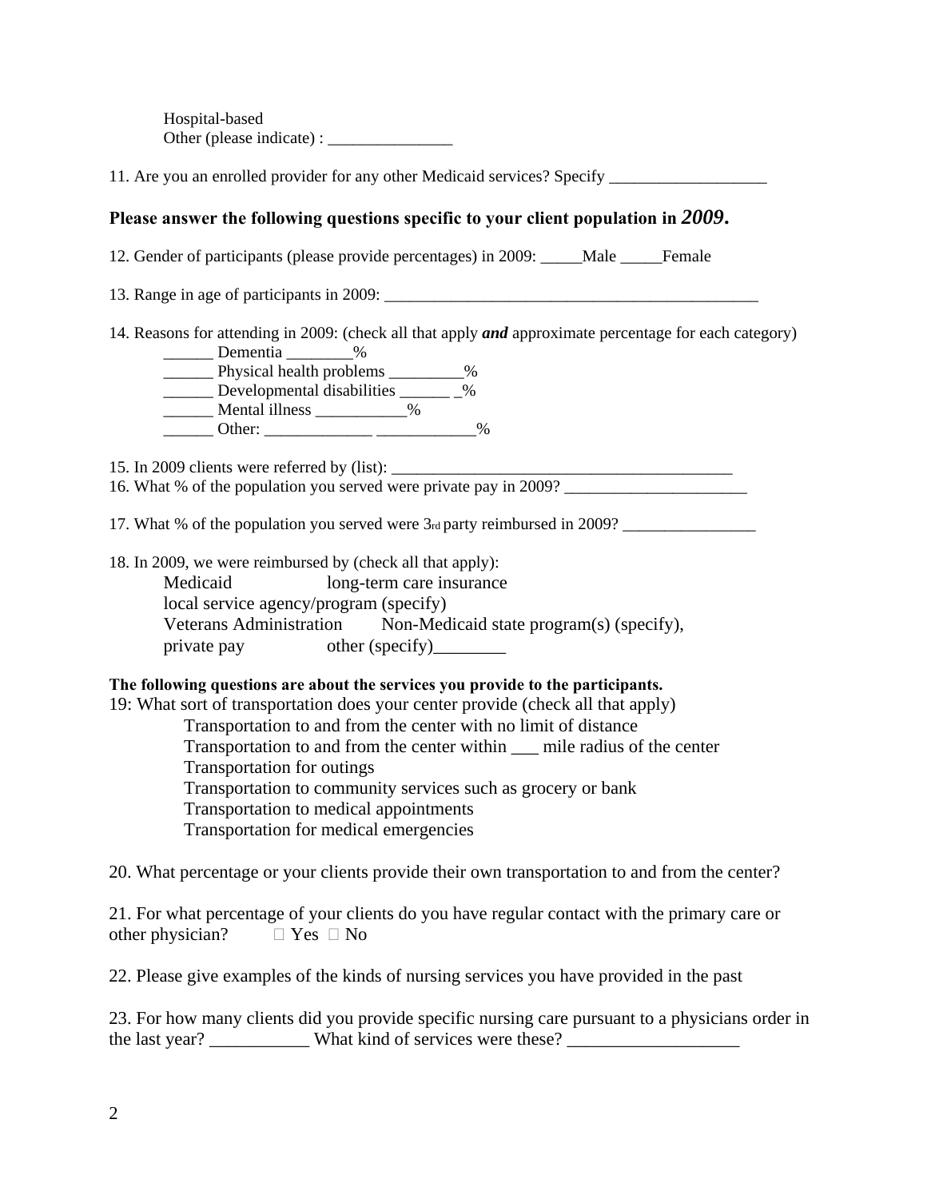Hospital-based
Other (please indicate) : _______________

11. Are you an enrolled provider for any other Medicaid services? Specify ___________________

**Please answer the following questions specific to your client population in *2009*.**

12. Gender of participants (please provide percentages) in 2009: _____Male _____Female

13. Range in age of participants in 2009: ______________________________________________

14. Reasons for attending in 2009: (check all that apply ***and*** approximate percentage for each category)

______ Dementia ________%
______ Physical health problems _________%
______ Developmental disabilities ______ _%
______ Mental illness ___________%
______ Other: _____________ ____________%

15. In 2009 clients were referred by (list): __________________________________________

16. What % of the population you served were private pay in 2009? ______________________

17. What % of the population you served were 3rd party reimbursed in 2009? ________________

18. In 2009, we were reimbursed by (check all that apply):

Medicaid long-term care insurance
local service agency/program (specify)
Veterans Administration Non-Medicaid state program(s) (specify),
private pay other (specify)________

**The following questions are about the services you provide to the participants.**

19: What sort of transportation does your center provide (check all that apply)

Transportation to and from the center with no limit of distance
Transportation to and from the center within ___ mile radius of the center
Transportation for outings
Transportation to community services such as grocery or bank
Transportation to medical appointments
Transportation for medical emergencies

20. What percentage or your clients provide their own transportation to and from the center?

21. For what percentage of your clients do you have regular contact with the primary care or other physician? ☐ Yes ☐ No

22. Please give examples of the kinds of nursing services you have provided in the past

23. For how many clients did you provide specific nursing care pursuant to a physicians order in the last year? ___________ What kind of services were these? ___________________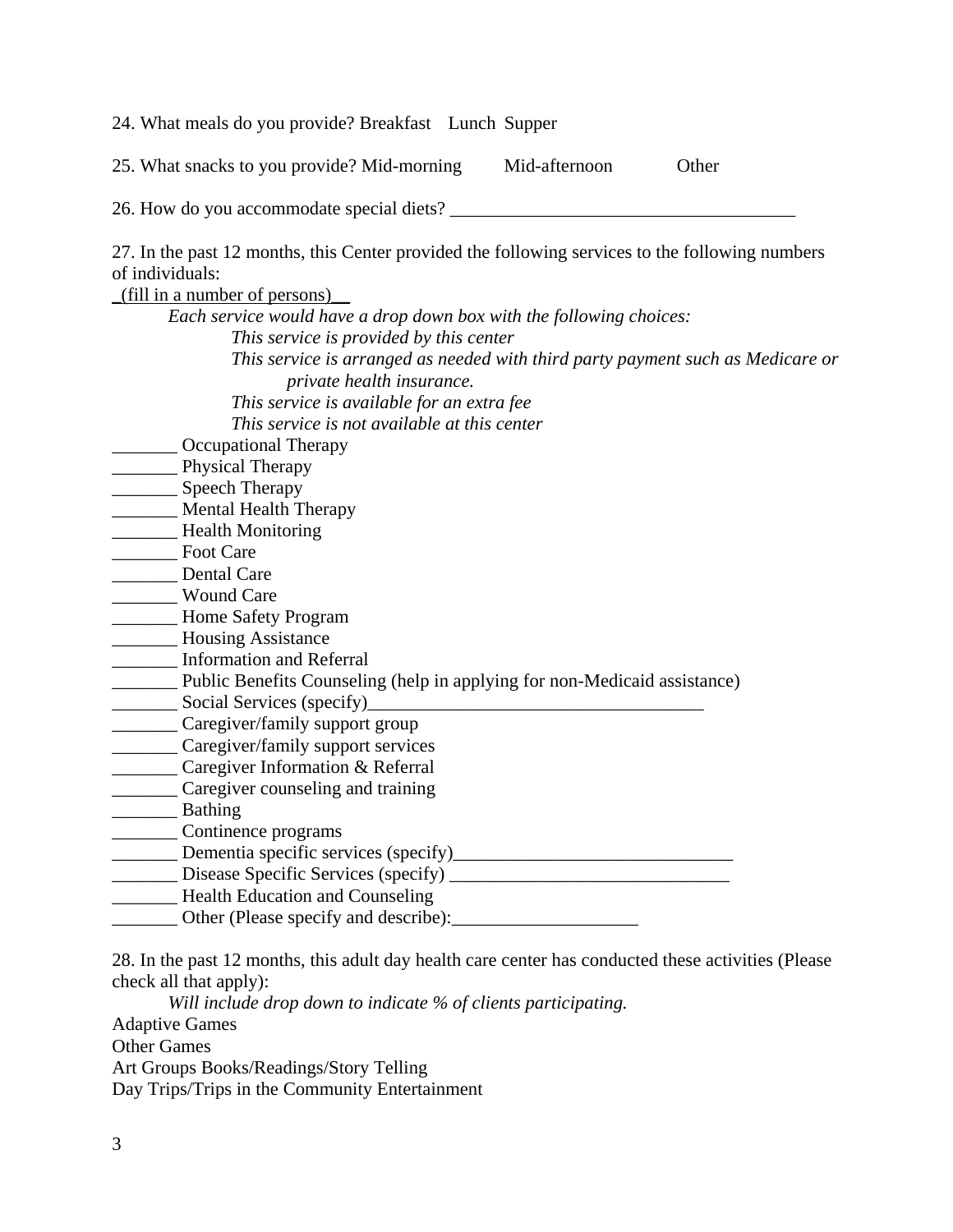24. What meals do you provide? Breakfast    Lunch  Supper

25. What snacks to you provide? Mid-morning        Mid-afternoon        Other

26. How do you accommodate special diets? _____________________________________

27. In the past 12 months, this Center provided the following services to the following numbers of individuals:

_(fill in a number of persons)__

*Each service would have a drop down box with the following choices:*

- *This service is provided by this center*
- *This service is arranged as needed with third party payment such as Medicare or private health insurance.*
- *This service is available for an extra fee*
- *This service is not available at this center*

_______ Occupational Therapy
_______ Physical Therapy
_______ Speech Therapy
_______ Mental Health Therapy
_______ Health Monitoring
_______ Foot Care
_______ Dental Care
_______ Wound Care
_______ Home Safety Program
_______ Housing Assistance
_______ Information and Referral
_______ Public Benefits Counseling (help in applying for non-Medicaid assistance)
_______ Social Services (specify)____________________________________
_______ Caregiver/family support group
_______ Caregiver/family support services
_______ Caregiver Information & Referral
_______ Caregiver counseling and training
_______ Bathing
_______ Continence programs
_______ Dementia specific services (specify)______________________________
_______ Disease Specific Services (specify) ______________________________
_______ Health Education and Counseling
_______ Other (Please specify and describe):___________________

28. In the past 12 months, this adult day health care center has conducted these activities (Please check all that apply):

*Will include drop down to indicate % of clients participating.*

Adaptive Games
Other Games
Art Groups Books/Readings/Story Telling
Day Trips/Trips in the Community Entertainment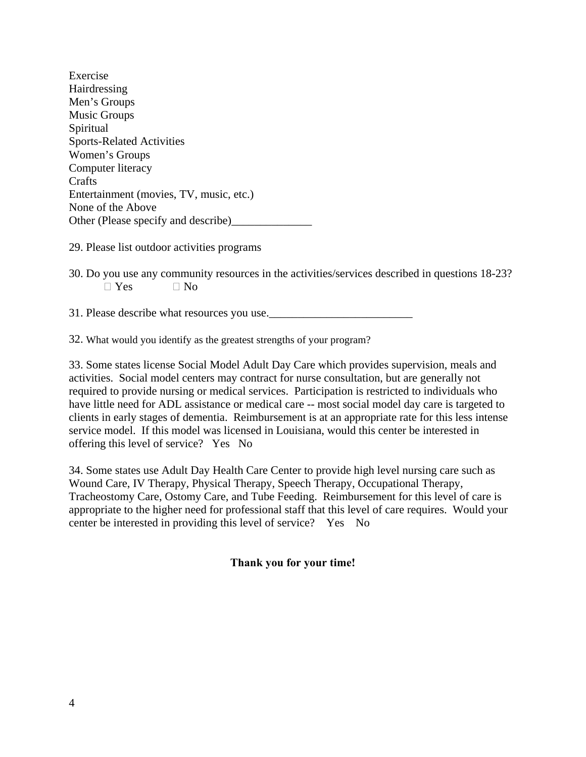Exercise
Hairdressing
Men's Groups
Music Groups
Spiritual
Sports-Related Activities
Women's Groups
Computer literacy
Crafts
Entertainment (movies, TV, music, etc.)
None of the Above
Other (Please specify and describe)______________

29. Please list outdoor activities programs

30. Do you use any community resources in the activities/services described in questions 18-23?
 Yes  No

31. Please describe what resources you use.________________________

32. What would you identify as the greatest strengths of your program?

33. Some states license Social Model Adult Day Care which provides supervision, meals and activities. Social model centers may contract for nurse consultation, but are generally not required to provide nursing or medical services. Participation is restricted to individuals who have little need for ADL assistance or medical care -- most social model day care is targeted to clients in early stages of dementia. Reimbursement is at an appropriate rate for this less intense service model. If this model was licensed in Louisiana, would this center be interested in offering this level of service? Yes No

34. Some states use Adult Day Health Care Center to provide high level nursing care such as Wound Care, IV Therapy, Physical Therapy, Speech Therapy, Occupational Therapy, Tracheostomy Care, Ostomy Care, and Tube Feeding. Reimbursement for this level of care is appropriate to the higher need for professional staff that this level of care requires. Would your center be interested in providing this level of service? Yes No

**Thank you for your time!**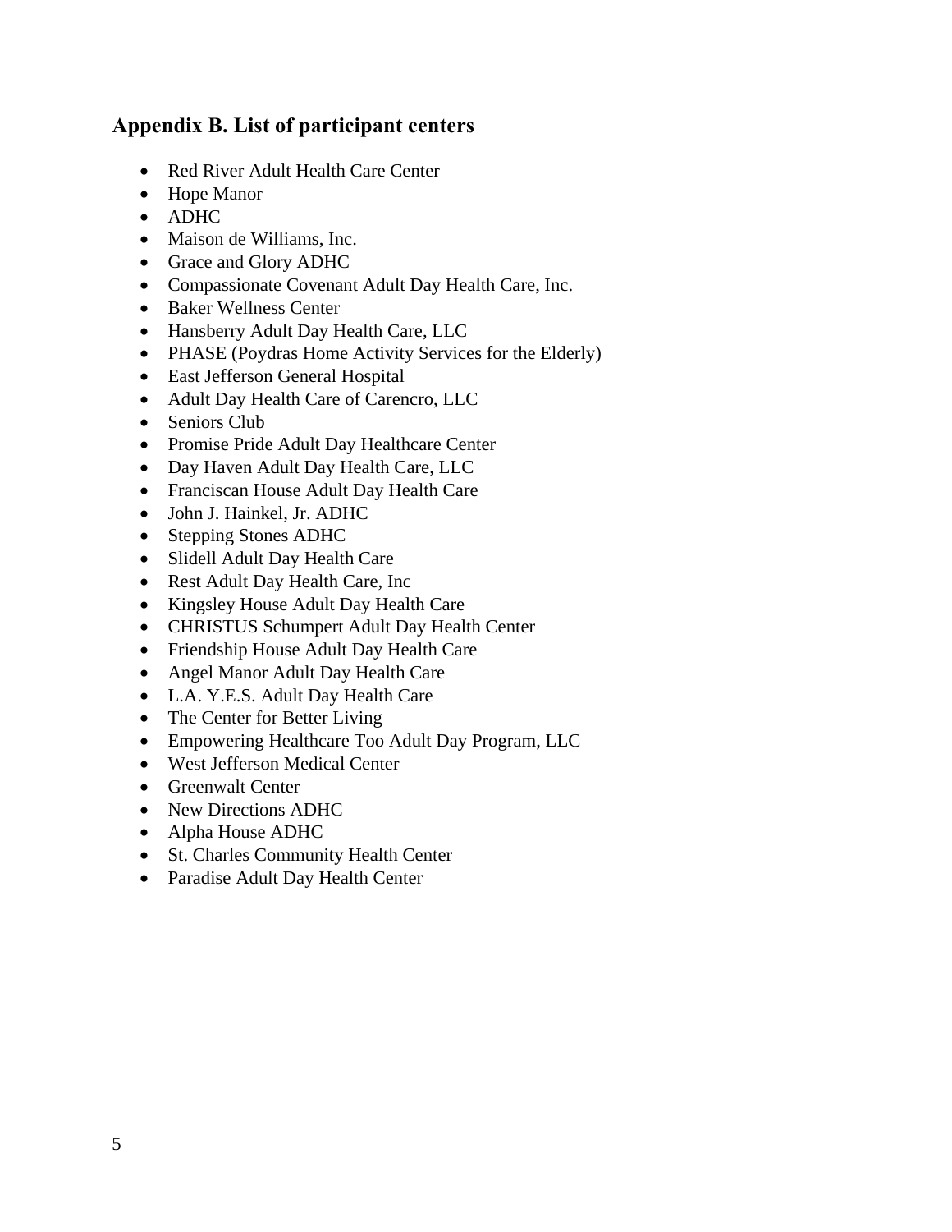## Appendix B. List of participant centers

- Red River Adult Health Care Center
- Hope Manor
- ADHC
- Maison de Williams, Inc.
- Grace and Glory ADHC
- Compassionate Covenant Adult Day Health Care, Inc.
- Baker Wellness Center
- Hansberry Adult Day Health Care, LLC
- PHASE (Poydras Home Activity Services for the Elderly)
- East Jefferson General Hospital
- Adult Day Health Care of Carencro, LLC
- Seniors Club
- Promise Pride Adult Day Healthcare Center
- Day Haven Adult Day Health Care, LLC
- Franciscan House Adult Day Health Care
- John J. Hainkel, Jr. ADHC
- Stepping Stones ADHC
- Slidell Adult Day Health Care
- Rest Adult Day Health Care, Inc
- Kingsley House Adult Day Health Care
- CHRISTUS Schumpert Adult Day Health Center
- Friendship House Adult Day Health Care
- Angel Manor Adult Day Health Care
- L.A. Y.E.S. Adult Day Health Care
- The Center for Better Living
- Empowering Healthcare Too Adult Day Program, LLC
- West Jefferson Medical Center
- Greenwalt Center
- New Directions ADHC
- Alpha House ADHC
- St. Charles Community Health Center
- Paradise Adult Day Health Center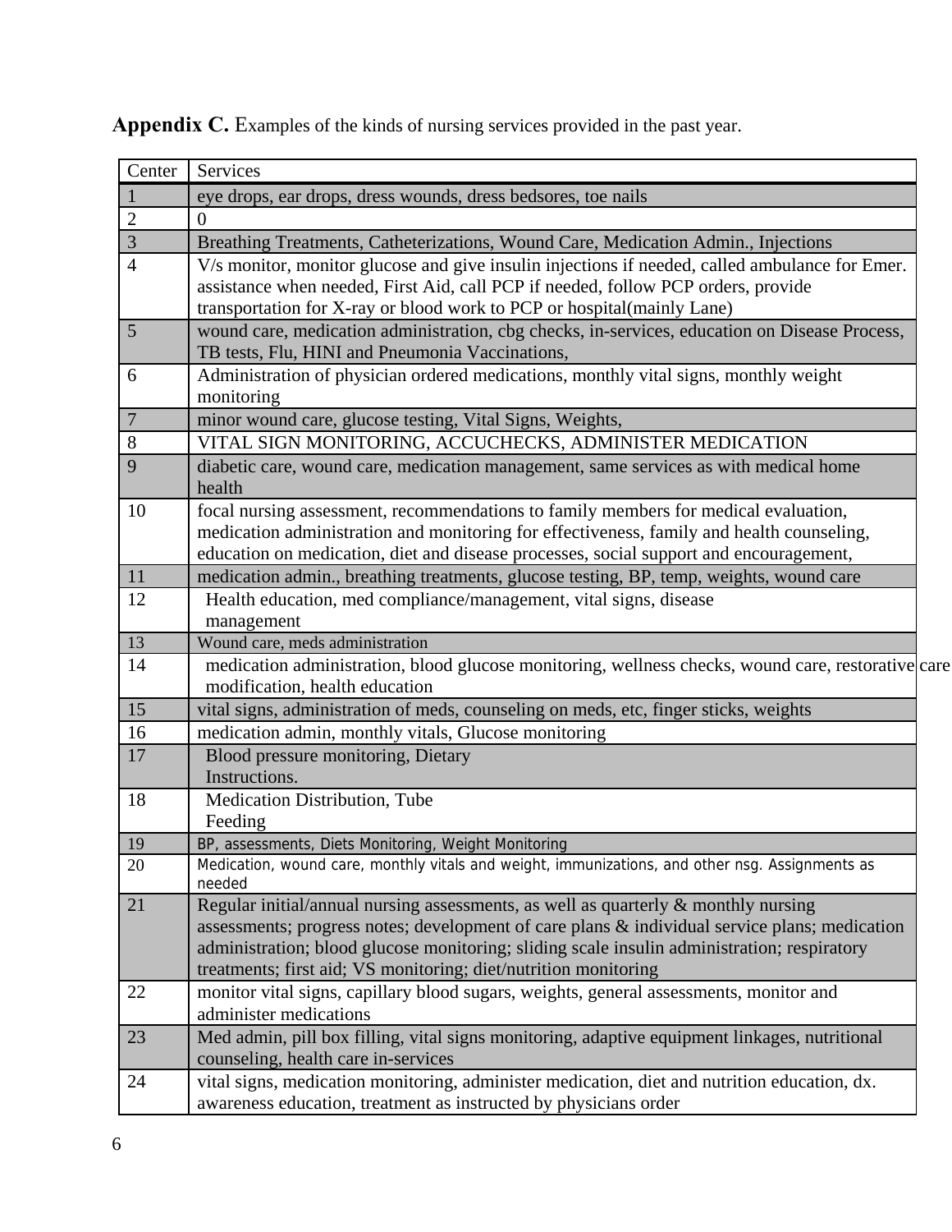**Appendix C.** Examples of the kinds of nursing services provided in the past year.

| Center | Services |
|---|---|
| 1 | eye drops, ear drops, dress wounds, dress bedsores, toe nails |
| 2 | 0 |
| 3 | Breathing Treatments, Catheterizations, Wound Care, Medication Admin., Injections |
| 4 | V/s monitor, monitor glucose and give insulin injections if needed, called ambulance for Emer. assistance when needed, First Aid, call PCP if needed, follow PCP orders, provide transportation for X-ray or blood work to PCP or hospital(mainly Lane) |
| 5 | wound care, medication administration, cbg checks, in-services, education on Disease Process, TB tests, Flu, HINI and Pneumonia Vaccinations, |
| 6 | Administration of physician ordered medications, monthly vital signs, monthly weight monitoring |
| 7 | minor wound care, glucose testing, Vital Signs, Weights, |
| 8 | VITAL SIGN MONITORING, ACCUCHECKS, ADMINISTER MEDICATION |
| 9 | diabetic care, wound care, medication management, same services as with medical home health |
| 10 | focal nursing assessment, recommendations to family members for medical evaluation, medication administration and monitoring for effectiveness, family and health counseling, education on medication, diet and disease processes, social support and encouragement, |
| 11 | medication admin., breathing treatments, glucose testing, BP, temp, weights, wound care |
| 12 | Health education, med compliance/management, vital signs, disease management |
| 13 | Wound care, meds administration |
| 14 | medication administration, blood glucose monitoring, wellness checks, wound care, restorative care modification, health education |
| 15 | vital signs, administration of meds, counseling on meds, etc, finger sticks, weights |
| 16 | medication admin, monthly vitals, Glucose monitoring |
| 17 | Blood pressure monitoring, Dietary Instructions. |
| 18 | Medication Distribution, Tube Feeding |
| 19 | BP, assessments, Diets Monitoring, Weight Monitoring |
| 20 | Medication, wound care, monthly vitals and weight, immunizations, and other nsg. Assignments as needed |
| 21 | Regular initial/annual nursing assessments, as well as quarterly & monthly nursing assessments; progress notes; development of care plans & individual service plans; medication administration; blood glucose monitoring; sliding scale insulin administration; respiratory treatments; first aid; VS monitoring; diet/nutrition monitoring |
| 22 | monitor vital signs, capillary blood sugars, weights, general assessments, monitor and administer medications |
| 23 | Med admin, pill box filling, vital signs monitoring, adaptive equipment linkages, nutritional counseling, health care in-services |
| 24 | vital signs, medication monitoring, administer medication, diet and nutrition education, dx. awareness education, treatment as instructed by physicians order |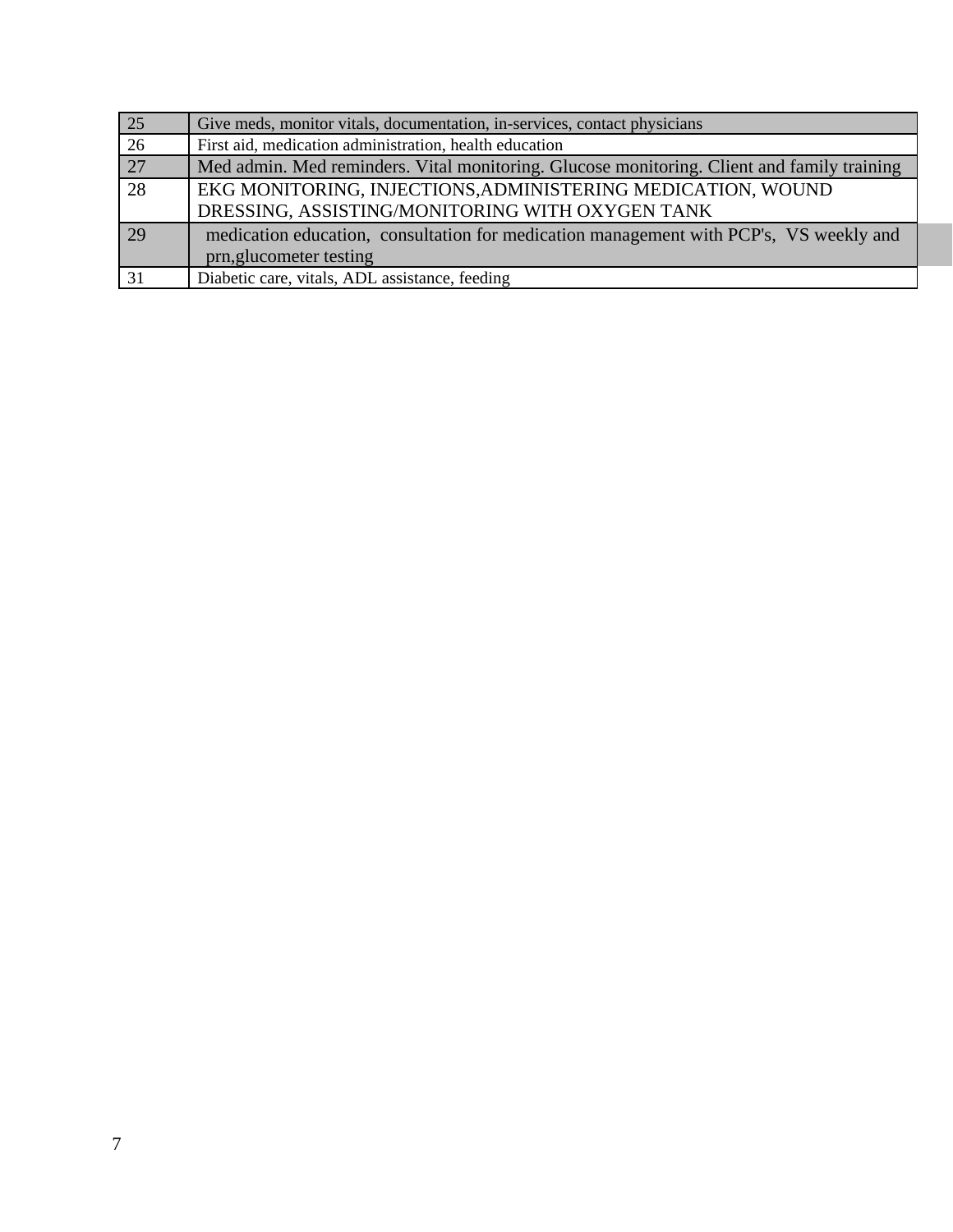| | |
|---|---|
| 25 | Give meds, monitor vitals, documentation, in-services, contact physicians |
| 26 | First aid, medication administration, health education |
| 27 | Med admin. Med reminders. Vital monitoring. Glucose monitoring. Client and family training |
| 28 | EKG MONITORING, INJECTIONS,ADMINISTERING MEDICATION, WOUND DRESSING, ASSISTING/MONITORING WITH OXYGEN TANK |
| 29 | medication education, consultation for medication management with PCP's, VS weekly and prn,glucometer testing |
| 31 | Diabetic care, vitals, ADL assistance, feeding |